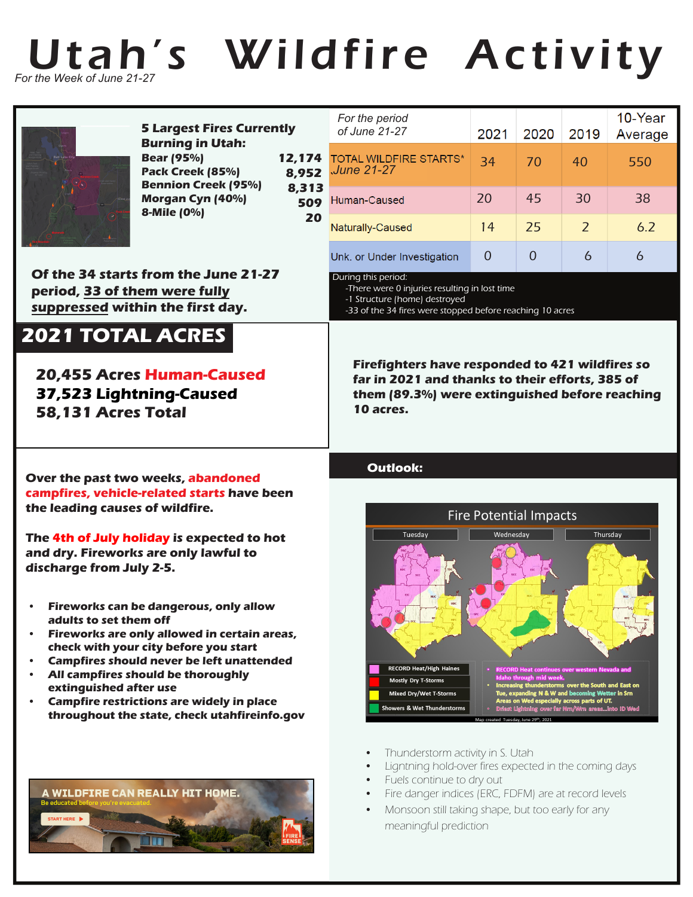# Utah's Wildfire Activity

*For the Week of June 21-27*

**5 Largest Fires Currently Burning in Utah:**

| Fire | Acres |
|---|---|
| **Bear (95%)** | **12,174** |
| **Pack Creek (85%)** | **8,952** |
| **Bennion Creek (95%)** | **8,313** |
| **Morgan Cyn (40%)** | **509** |
| **8-Mile (0%)** | **20** |

| *For the period of June 21-27* | 2021 | 2020 | 2019 | 10-Year Average |
|---|---|---|---|---|
| TOTAL WILDFIRE STARTS* *June 21-27* | 34 | 70 | 40 | 550 |
| Human-Caused | 20 | 45 | 30 | 38 |
| Naturally-Caused | 14 | 25 | 2 | 6.2 |
| Unk. or Under Investigation | 0 | 0 | 6 | 6 |

During this period:
- There were 0 injuries resulting in lost time
- 1 Structure (home) destroyed
- 33 of the 34 fires were stopped before reaching 10 acres

**Of the 34 starts from the June 21-27 period, 33 of them were fully suppressed within the first day.**

## 2021 TOTAL ACRES

**20,455 Acres Human-Caused**
**37,523 Lightning-Caused**
**58,131 Acres Total**

**Firefighters have responded to 421 wildfires so far in 2021 and thanks to their efforts, 385 of them (89.3%) were extinguished before reaching 10 acres.**

**Over the past two weeks, abandoned campfires, vehicle-related starts have been the leading causes of wildfire.**

**The 4th of July holiday is expected to hot and dry. Fireworks are only lawful to discharge from July 2-5.**

- **Fireworks can be dangerous, only allow adults to set them off**
- **Fireworks are only allowed in certain areas, check with your city before you start**
- **Campfires should never be left unattended**
- **All campfires should be thoroughly extinguished after use**
- **Campfire restrictions are widely in place throughout the state, check utahfireinfo.gov**

**A WILDFIRE CAN REALLY HIT HOME.**
Be educated before you're evacuated.
START HERE

## Outlook:

- Thunderstorm activity in S. Utah
- Lightning hold-over fires expected in the coming days
- Fuels continue to dry out
- Fire danger indices (ERC, FDFM) are at record levels
- Monsoon still taking shape, but too early for any meaningful prediction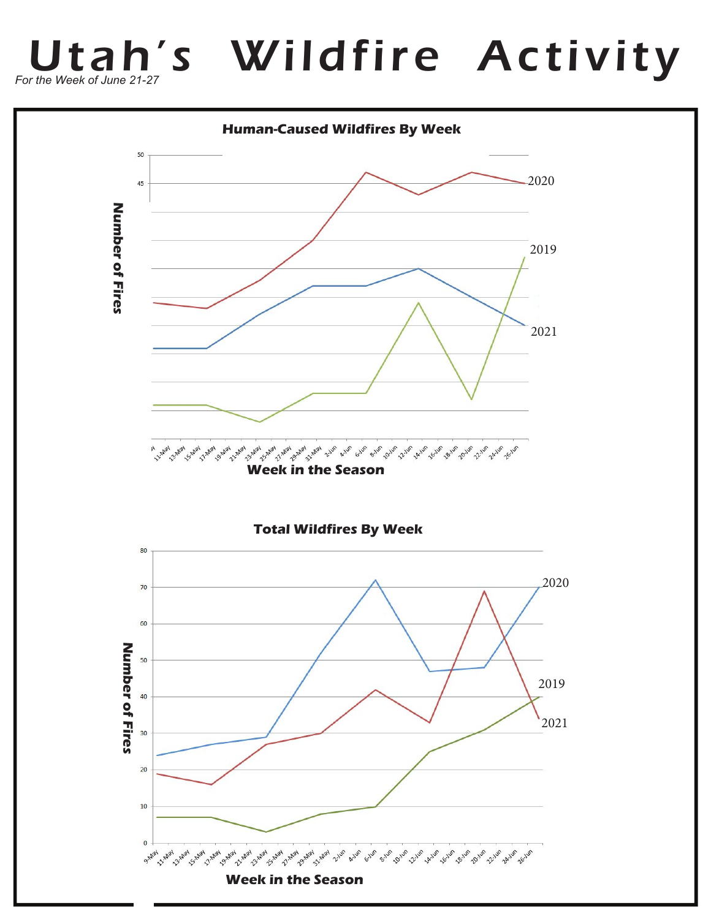# Utah's Wildfire Activity

*For the Week of June 21-27*

**Human-Caused Wildfires By Week**

50
45

Number of Fires

2020
2019
2021

11-May 13-May 15-May 17-May 19-May 21-May 23-May 25-May 27-May 29-May 31-May 2-Jun 4-Jun 6-Jun 8-Jun 10-Jun 12-Jun 14-Jun 16-Jun 18-Jun 20-Jun 22-Jun 24-Jun 26-Jun

**Week in the Season**

**Total Wildfires By Week**

80
70
60
50
40
30
20
10
0

Number of Fires

2020
2019
2021

9-May 11-May 13-May 15-May 17-May 19-May 21-May 23-May 25-May 27-May 29-May 31-May 2-Jun 4-Jun 6-Jun 8-Jun 10-Jun 12-Jun 14-Jun 16-Jun 18-Jun 20-Jun 22-Jun 24-Jun 26-Jun

**Week in the Season**